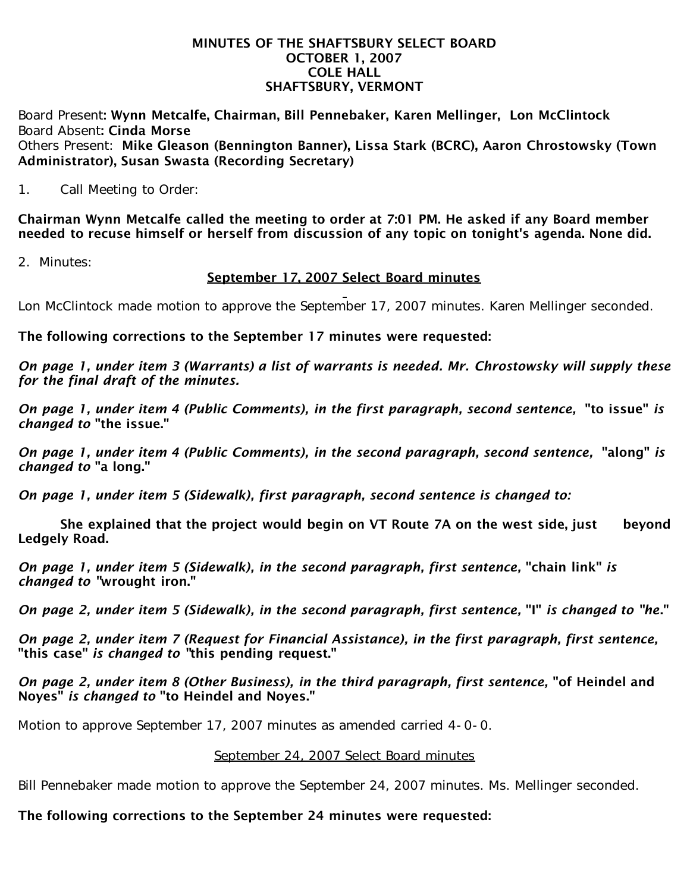# MINUTES OF THE SHAFTSBURY SELECT BOARD
## OCTOBER 1, 2007
## COLE HALL
## SHAFTSBURY, VERMONT

Board Present**: Wynn Metcalfe, Chairman, Bill Pennebaker, Karen Mellinger, Lon McClintock**
Board Absent**: Cinda Morse**
Others Present: **Mike Gleason (Bennington Banner), Lissa Stark (BCRC), Aaron Chrostowsky (Town Administrator), Susan Swasta (Recording Secretary)**

1. Call Meeting to Order:

**Chairman Wynn Metcalfe called the meeting to order at 7:01 PM. He asked if any Board member needed to recuse himself or herself from discussion of any topic on tonight's agenda. None did.**

2. Minutes:

**<u>September 17, 2007 Select Board minutes</u>**

Lon McClintock made motion to approve the September 17, 2007 minutes. Karen Mellinger seconded.

**The following corrections to the September 17 minutes were requested:**

***On page 1, under item 3 (Warrants) a list of warrants is needed. Mr. Chrostowsky will supply these for the final draft of the minutes.***

***On page 1, under item 4 (Public Comments), in the first paragraph, second sentence,* "to issue" *is changed to* "the issue."**

***On page 1, under item 4 (Public Comments), in the second paragraph, second sentence,* "along" *is changed to* "a long."**

***On page 1, under item 5 (Sidewalk), first paragraph, second sentence is changed to:***

**She explained that the project would begin on VT Route 7A on the west side, just beyond Ledgely Road.**

***On page 1, under item 5 (Sidewalk), in the second paragraph, first sentence,* "chain link" *is changed to* "wrought iron."**

***On page 2, under item 5 (Sidewalk), in the second paragraph, first sentence,* "I" *is changed to "he*."**

***On page 2, under item 7 (Request for Financial Assistance), in the first paragraph, first sentence,* "this case" *is changed to* "this pending request."**

***On page 2, under item 8 (Other Business), in the third paragraph, first sentence,* "of Heindel and Noyes" *is changed to* "to Heindel and Noyes."**

Motion to approve September 17, 2007 minutes as amended carried 4-0-0.

<u>September 24, 2007 Select Board minutes</u>

Bill Pennebaker made motion to approve the September 24, 2007 minutes. Ms. Mellinger seconded.

**The following corrections to the September 24 minutes were requested:**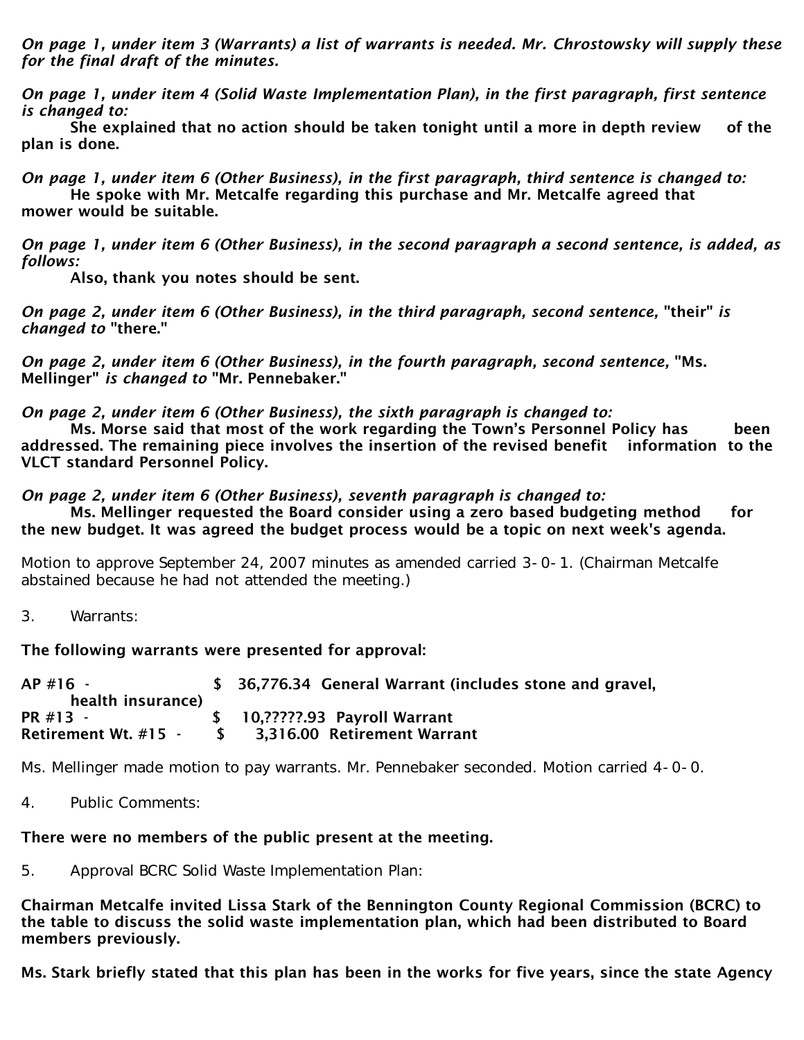*On page 1, under item 3 (Warrants) a list of warrants is needed. Mr. Chrostowsky will supply these for the final draft of the minutes.*

*On page 1, under item 4 (Solid Waste Implementation Plan), in the first paragraph, first sentence is changed to:*

**She explained that no action should be taken tonight until a more in depth review of the plan is done.**

*On page 1, under item 6 (Other Business), in the first paragraph, third sentence is changed to:*

**He spoke with Mr. Metcalfe regarding this purchase and Mr. Metcalfe agreed that mower would be suitable.**

*On page 1, under item 6 (Other Business), in the second paragraph a second sentence, is added, as follows:*

**Also, thank you notes should be sent.**

*On page 2, under item 6 (Other Business), in the third paragraph, second sentence,* **"their"** *is changed to* **"there."**

*On page 2, under item 6 (Other Business), in the fourth paragraph, second sentence,* **"Ms. Mellinger"** *is changed to* **"Mr. Pennebaker."**

*On page 2, under item 6 (Other Business), the sixth paragraph is changed to:*

**Ms. Morse said that most of the work regarding the Town's Personnel Policy has been addressed. The remaining piece involves the insertion of the revised benefit information to the VLCT standard Personnel Policy.**

*On page 2, under item 6 (Other Business), seventh paragraph is changed to:*

**Ms. Mellinger requested the Board consider using a zero based budgeting method for the new budget. It was agreed the budget process would be a topic on next week's agenda.**

Motion to approve September 24, 2007 minutes as amended carried 3-0-1. (Chairman Metcalfe abstained because he had not attended the meeting.)

3. Warrants:

**The following warrants were presented for approval:**

**AP #16 - $ 36,776.34 General Warrant (includes stone and gravel, health insurance)**
**PR #13 - $ 10,?????.93 Payroll Warrant**
**Retirement Wt. #15 - $ 3,316.00 Retirement Warrant**

Ms. Mellinger made motion to pay warrants. Mr. Pennebaker seconded. Motion carried 4-0-0.

4. Public Comments:

**There were no members of the public present at the meeting.**

5. Approval BCRC Solid Waste Implementation Plan:

**Chairman Metcalfe invited Lissa Stark of the Bennington County Regional Commission (BCRC) to the table to discuss the solid waste implementation plan, which had been distributed to Board members previously.**

**Ms. Stark briefly stated that this plan has been in the works for five years, since the state Agency**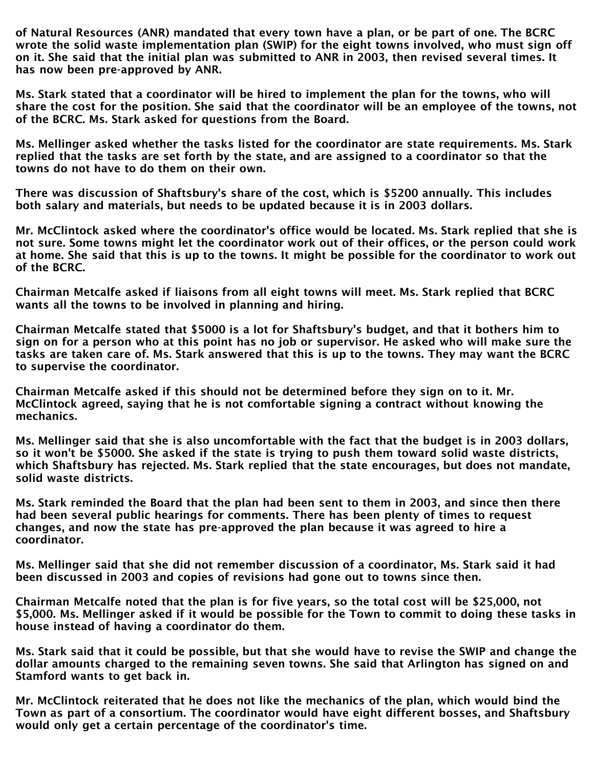of Natural Resources (ANR) mandated that every town have a plan, or be part of one. The BCRC wrote the solid waste implementation plan (SWIP) for the eight towns involved, who must sign off on it. She said that the initial plan was submitted to ANR in 2003, then revised several times. It has now been pre-approved by ANR.

Ms. Stark stated that a coordinator will be hired to implement the plan for the towns, who will share the cost for the position. She said that the coordinator will be an employee of the towns, not of the BCRC. Ms. Stark asked for questions from the Board.

Ms. Mellinger asked whether the tasks listed for the coordinator are state requirements. Ms. Stark replied that the tasks are set forth by the state, and are assigned to a coordinator so that the towns do not have to do them on their own.

There was discussion of Shaftsbury's share of the cost, which is $5200 annually. This includes both salary and materials, but needs to be updated because it is in 2003 dollars.

Mr. McClintock asked where the coordinator's office would be located. Ms. Stark replied that she is not sure. Some towns might let the coordinator work out of their offices, or the person could work at home. She said that this is up to the towns. It might be possible for the coordinator to work out of the BCRC.

Chairman Metcalfe asked if liaisons from all eight towns will meet. Ms. Stark replied that BCRC wants all the towns to be involved in planning and hiring.

Chairman Metcalfe stated that $5000 is a lot for Shaftsbury's budget, and that it bothers him to sign on for a person who at this point has no job or supervisor. He asked who will make sure the tasks are taken care of. Ms. Stark answered that this is up to the towns. They may want the BCRC to supervise the coordinator.

Chairman Metcalfe asked if this should not be determined before they sign on to it. Mr. McClintock agreed, saying that he is not comfortable signing a contract without knowing the mechanics.

Ms. Mellinger said that she is also uncomfortable with the fact that the budget is in 2003 dollars, so it won't be $5000. She asked if the state is trying to push them toward solid waste districts, which Shaftsbury has rejected. Ms. Stark replied that the state encourages, but does not mandate, solid waste districts.

Ms. Stark reminded the Board that the plan had been sent to them in 2003, and since then there had been several public hearings for comments. There has been plenty of times to request changes, and now the state has pre-approved the plan because it was agreed to hire a coordinator.

Ms. Mellinger said that she did not remember discussion of a coordinator, Ms. Stark said it had been discussed in 2003 and copies of revisions had gone out to towns since then.

Chairman Metcalfe noted that the plan is for five years, so the total cost will be $25,000, not $5,000. Ms. Mellinger asked if it would be possible for the Town to commit to doing these tasks in house instead of having a coordinator do them.

Ms. Stark said that it could be possible, but that she would have to revise the SWIP and change the dollar amounts charged to the remaining seven towns. She said that Arlington has signed on and Stamford wants to get back in.

Mr. McClintock reiterated that he does not like the mechanics of the plan, which would bind the Town as part of a consortium. The coordinator would have eight different bosses, and Shaftsbury would only get a certain percentage of the coordinator's time.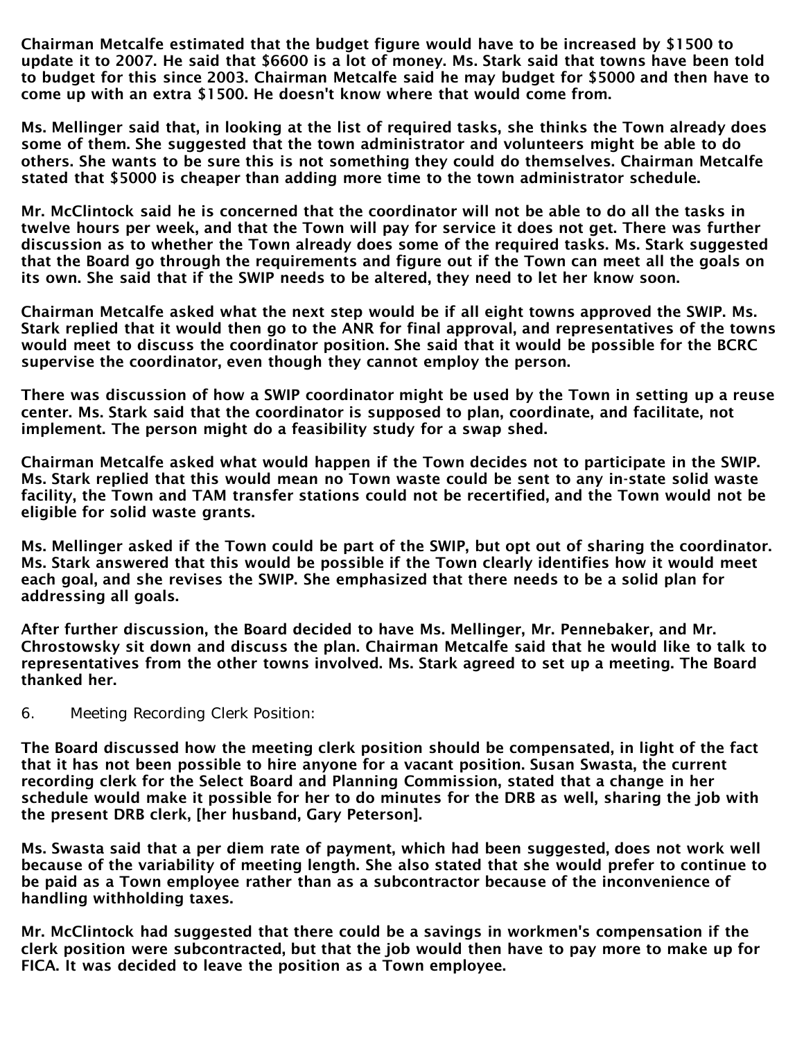**Chairman Metcalfe estimated that the budget figure would have to be increased by $1500 to update it to 2007. He said that $6600 is a lot of money. Ms. Stark said that towns have been told to budget for this since 2003. Chairman Metcalfe said he may budget for $5000 and then have to come up with an extra $1500. He doesn't know where that would come from.**

**Ms. Mellinger said that, in looking at the list of required tasks, she thinks the Town already does some of them. She suggested that the town administrator and volunteers might be able to do others. She wants to be sure this is not something they could do themselves. Chairman Metcalfe stated that $5000 is cheaper than adding more time to the town administrator schedule.**

**Mr. McClintock said he is concerned that the coordinator will not be able to do all the tasks in twelve hours per week, and that the Town will pay for service it does not get. There was further discussion as to whether the Town already does some of the required tasks. Ms. Stark suggested that the Board go through the requirements and figure out if the Town can meet all the goals on its own. She said that if the SWIP needs to be altered, they need to let her know soon.**

**Chairman Metcalfe asked what the next step would be if all eight towns approved the SWIP. Ms. Stark replied that it would then go to the ANR for final approval, and representatives of the towns would meet to discuss the coordinator position. She said that it would be possible for the BCRC supervise the coordinator, even though they cannot employ the person.**

**There was discussion of how a SWIP coordinator might be used by the Town in setting up a reuse center. Ms. Stark said that the coordinator is supposed to plan, coordinate, and facilitate, not implement. The person might do a feasibility study for a swap shed.**

**Chairman Metcalfe asked what would happen if the Town decides not to participate in the SWIP. Ms. Stark replied that this would mean no Town waste could be sent to any in-state solid waste facility, the Town and TAM transfer stations could not be recertified, and the Town would not be eligible for solid waste grants.**

**Ms. Mellinger asked if the Town could be part of the SWIP, but opt out of sharing the coordinator. Ms. Stark answered that this would be possible if the Town clearly identifies how it would meet each goal, and she revises the SWIP. She emphasized that there needs to be a solid plan for addressing all goals.**

**After further discussion, the Board decided to have Ms. Mellinger, Mr. Pennebaker, and Mr. Chrostowsky sit down and discuss the plan. Chairman Metcalfe said that he would like to talk to representatives from the other towns involved. Ms. Stark agreed to set up a meeting. The Board thanked her.**

6. Meeting Recording Clerk Position:

**The Board discussed how the meeting clerk position should be compensated, in light of the fact that it has not been possible to hire anyone for a vacant position. Susan Swasta, the current recording clerk for the Select Board and Planning Commission, stated that a change in her schedule would make it possible for her to do minutes for the DRB as well, sharing the job with the present DRB clerk, [her husband, Gary Peterson].**

**Ms. Swasta said that a per diem rate of payment, which had been suggested, does not work well because of the variability of meeting length. She also stated that she would prefer to continue to be paid as a Town employee rather than as a subcontractor because of the inconvenience of handling withholding taxes.**

**Mr. McClintock had suggested that there could be a savings in workmen's compensation if the clerk position were subcontracted, but that the job would then have to pay more to make up for FICA. It was decided to leave the position as a Town employee.**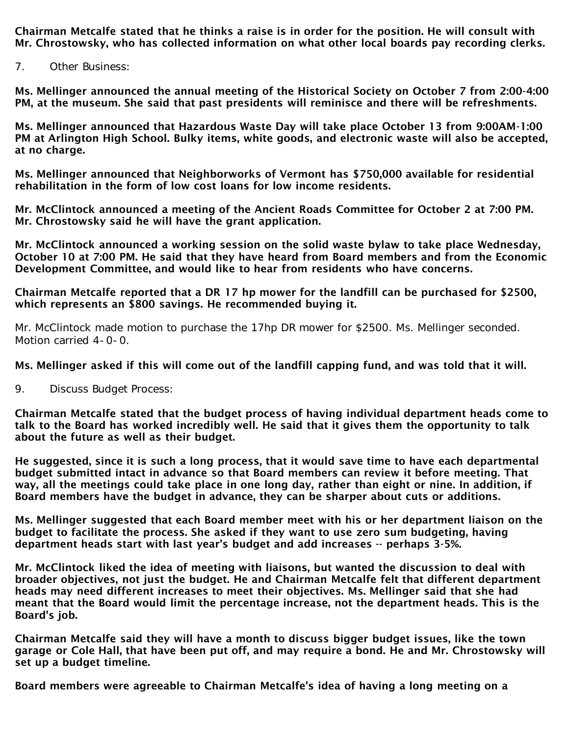**Chairman Metcalfe stated that he thinks a raise is in order for the position. He will consult with Mr. Chrostowsky, who has collected information on what other local boards pay recording clerks.**

7. Other Business:

**Ms. Mellinger announced the annual meeting of the Historical Society on October 7 from 2:00-4:00 PM, at the museum. She said that past presidents will reminisce and there will be refreshments.**

**Ms. Mellinger announced that Hazardous Waste Day will take place October 13 from 9:00AM-1:00 PM at Arlington High School. Bulky items, white goods, and electronic waste will also be accepted, at no charge.**

**Ms. Mellinger announced that Neighborworks of Vermont has $750,000 available for residential rehabilitation in the form of low cost loans for low income residents.**

**Mr. McClintock announced a meeting of the Ancient Roads Committee for October 2 at 7:00 PM. Mr. Chrostowsky said he will have the grant application.**

**Mr. McClintock announced a working session on the solid waste bylaw to take place Wednesday, October 10 at 7:00 PM. He said that they have heard from Board members and from the Economic Development Committee, and would like to hear from residents who have concerns.**

**Chairman Metcalfe reported that a DR 17 hp mower for the landfill can be purchased for $2500, which represents an $800 savings. He recommended buying it.**

Mr. McClintock made motion to purchase the 17hp DR mower for $2500. Ms. Mellinger seconded. Motion carried 4-0-0.

**Ms. Mellinger asked if this will come out of the landfill capping fund, and was told that it will.**

9. Discuss Budget Process:

**Chairman Metcalfe stated that the budget process of having individual department heads come to talk to the Board has worked incredibly well. He said that it gives them the opportunity to talk about the future as well as their budget.**

**He suggested, since it is such a long process, that it would save time to have each departmental budget submitted intact in advance so that Board members can review it before meeting. That way, all the meetings could take place in one long day, rather than eight or nine. In addition, if Board members have the budget in advance, they can be sharper about cuts or additions.**

**Ms. Mellinger suggested that each Board member meet with his or her department liaison on the budget to facilitate the process. She asked if they want to use zero sum budgeting, having department heads start with last year's budget and add increases -- perhaps 3-5%.**

**Mr. McClintock liked the idea of meeting with liaisons, but wanted the discussion to deal with broader objectives, not just the budget. He and Chairman Metcalfe felt that different department heads may need different increases to meet their objectives. Ms. Mellinger said that she had meant that the Board would limit the percentage increase, not the department heads. This is the Board's job.**

**Chairman Metcalfe said they will have a month to discuss bigger budget issues, like the town garage or Cole Hall, that have been put off, and may require a bond. He and Mr. Chrostowsky will set up a budget timeline.**

**Board members were agreeable to Chairman Metcalfe's idea of having a long meeting on a**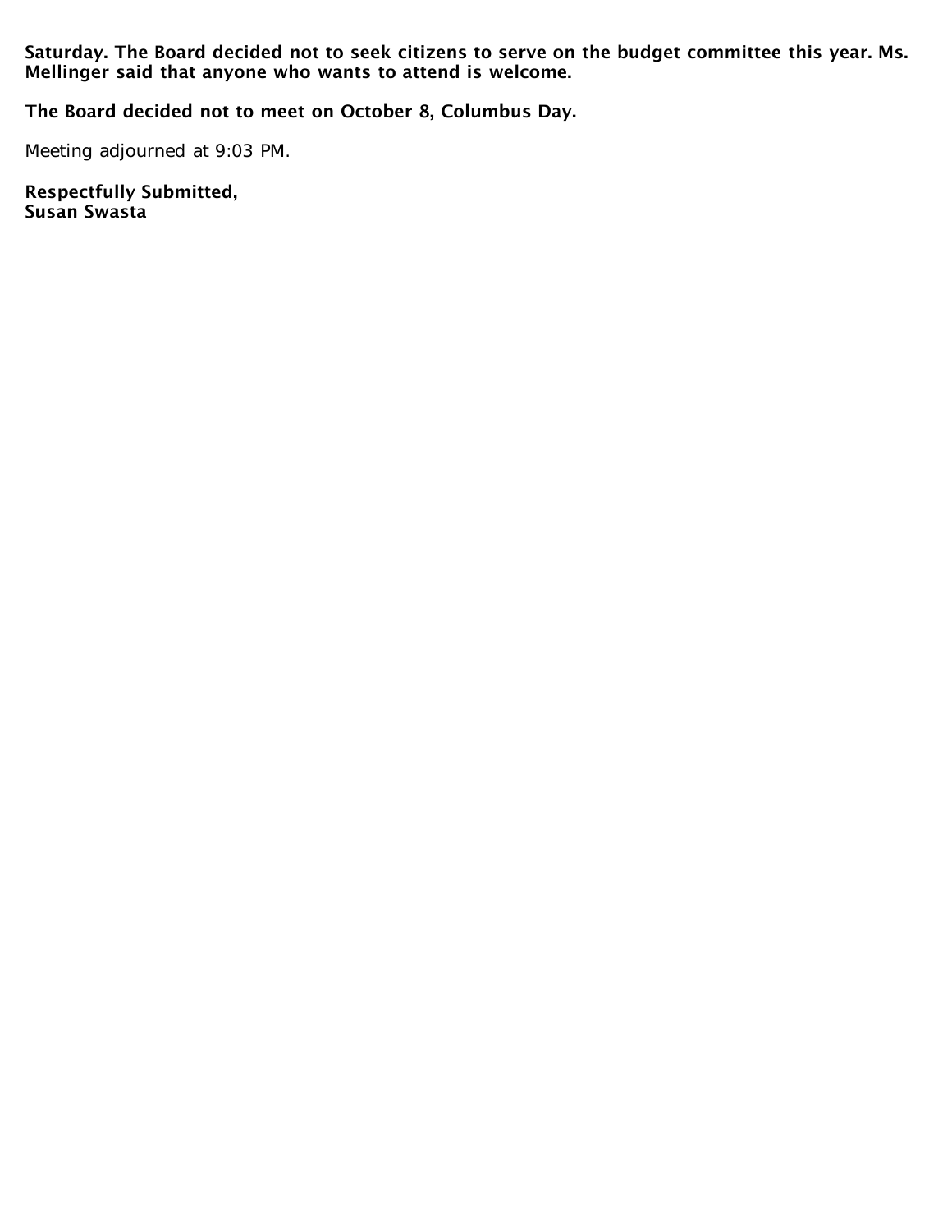**Saturday. The Board decided not to seek citizens to serve on the budget committee this year. Ms. Mellinger said that anyone who wants to attend is welcome.**

**The Board decided not to meet on October 8, Columbus Day.**

Meeting adjourned at 9:03 PM.

**Respectfully Submitted,**
**Susan Swasta**